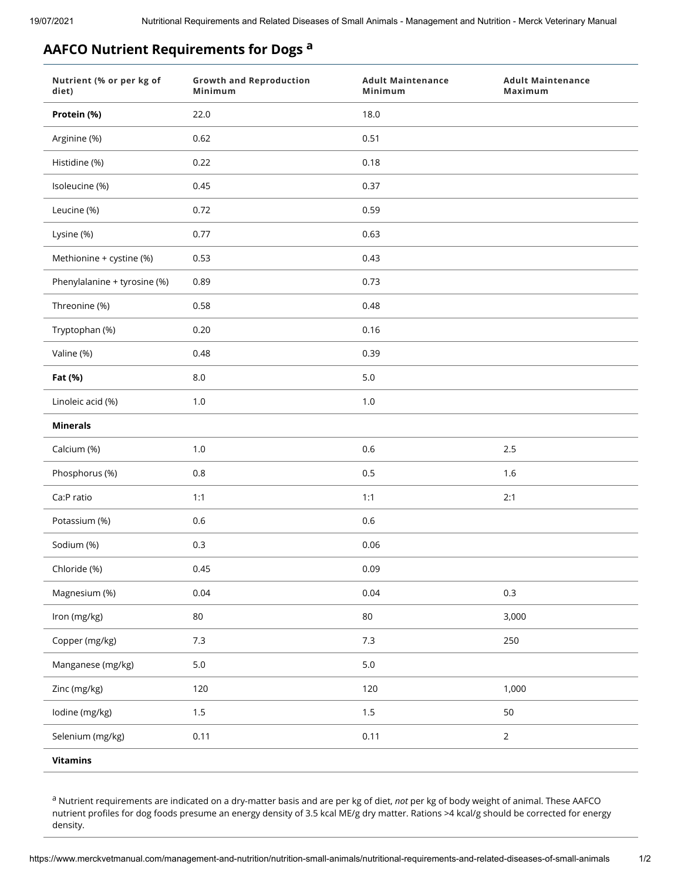## AAFCO Nutrient Requirements for Dogs [a]

| Nutrient (% or per kg of diet) | Growth and Reproduction Minimum | Adult Maintenance Minimum | Adult Maintenance Maximum |
|---|---|---|---|
| **Protein (%)** | 22.0 | 18.0 | |
| Arginine (%) | 0.62 | 0.51 | |
| Histidine (%) | 0.22 | 0.18 | |
| Isoleucine (%) | 0.45 | 0.37 | |
| Leucine (%) | 0.72 | 0.59 | |
| Lysine (%) | 0.77 | 0.63 | |
| Methionine + cystine (%) | 0.53 | 0.43 | |
| Phenylalanine + tyrosine (%) | 0.89 | 0.73 | |
| Threonine (%) | 0.58 | 0.48 | |
| Tryptophan (%) | 0.20 | 0.16 | |
| Valine (%) | 0.48 | 0.39 | |
| **Fat (%)** | 8.0 | 5.0 | |
| Linoleic acid (%) | 1.0 | 1.0 | |
| **Minerals** | | | |
| Calcium (%) | 1.0 | 0.6 | 2.5 |
| Phosphorus (%) | 0.8 | 0.5 | 1.6 |
| Ca:P ratio | 1:1 | 1:1 | 2:1 |
| Potassium (%) | 0.6 | 0.6 | |
| Sodium (%) | 0.3 | 0.06 | |
| Chloride (%) | 0.45 | 0.09 | |
| Magnesium (%) | 0.04 | 0.04 | 0.3 |
| Iron (mg/kg) | 80 | 80 | 3,000 |
| Copper (mg/kg) | 7.3 | 7.3 | 250 |
| Manganese (mg/kg) | 5.0 | 5.0 | |
| Zinc (mg/kg) | 120 | 120 | 1,000 |
| Iodine (mg/kg) | 1.5 | 1.5 | 50 |
| Selenium (mg/kg) | 0.11 | 0.11 | 2 |
| **Vitamins** | | | |

[a] Nutrient requirements are indicated on a dry-matter basis and are per kg of diet, *not* per kg of body weight of animal. These AAFCO nutrient profiles for dog foods presume an energy density of 3.5 kcal ME/g dry matter. Rations >4 kcal/g should be corrected for energy density.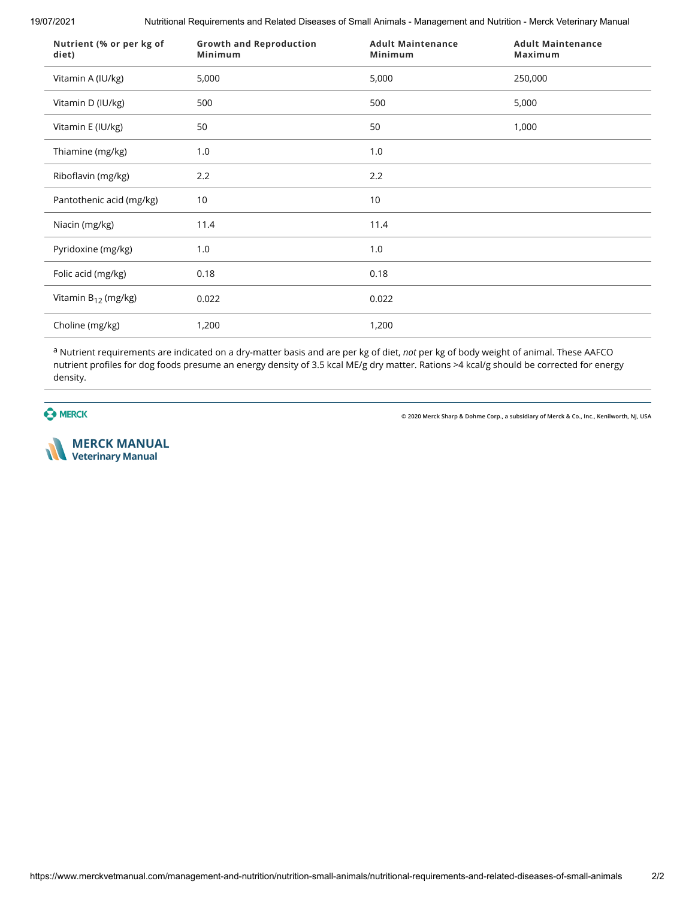| Nutrient (% or per kg of diet) | Growth and Reproduction Minimum | Adult Maintenance Minimum | Adult Maintenance Maximum |
|---|---|---|---|
| Vitamin A (IU/kg) | 5,000 | 5,000 | 250,000 |
| Vitamin D (IU/kg) | 500 | 500 | 5,000 |
| Vitamin E (IU/kg) | 50 | 50 | 1,000 |
| Thiamine (mg/kg) | 1.0 | 1.0 | |
| Riboflavin (mg/kg) | 2.2 | 2.2 | |
| Pantothenic acid (mg/kg) | 10 | 10 | |
| Niacin (mg/kg) | 11.4 | 11.4 | |
| Pyridoxine (mg/kg) | 1.0 | 1.0 | |
| Folic acid (mg/kg) | 0.18 | 0.18 | |
| Vitamin $B_{12}$ (mg/kg) | 0.022 | 0.022 | |
| Choline (mg/kg) | 1,200 | 1,200 | |

[a] Nutrient requirements are indicated on a dry-matter basis and are per kg of diet, *not* per kg of body weight of animal. These AAFCO nutrient profiles for dog foods presume an energy density of 3.5 kcal ME/g dry matter. Rations >4 kcal/g should be corrected for energy density.

MERCK

© 2020 Merck Sharp & Dohme Corp., a subsidiary of Merck & Co., Inc., Kenilworth, NJ, USA

MERCK MANUAL
Veterinary Manual